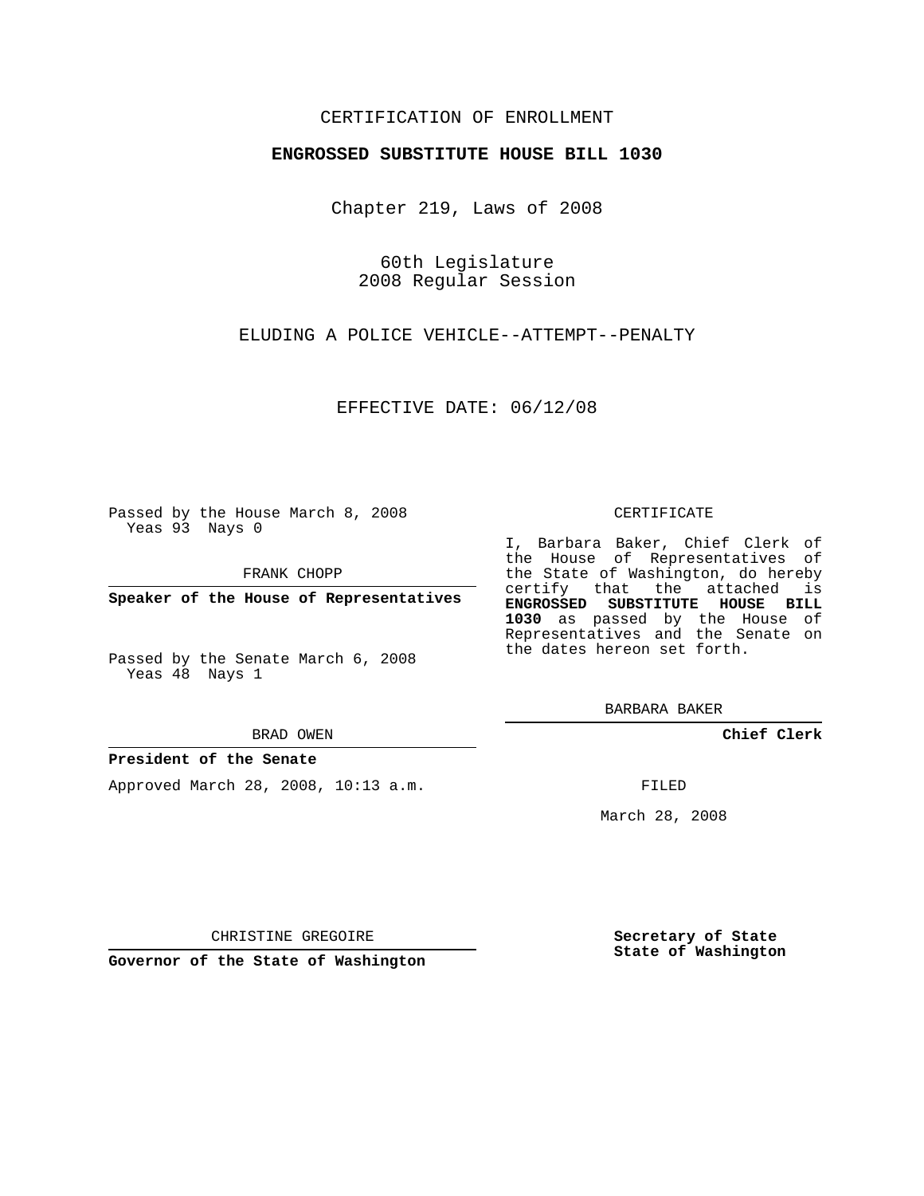CERTIFICATION OF ENROLLMENT

**ENGROSSED SUBSTITUTE HOUSE BILL 1030**

Chapter 219, Laws of 2008

60th Legislature
2008 Regular Session

ELUDING A POLICE VEHICLE--ATTEMPT--PENALTY

EFFECTIVE DATE: 06/12/08

Passed by the House March 8, 2008
Yeas 93 Nays 0

FRANK CHOPP

**Speaker of the House of Representatives**

Passed by the Senate March 6, 2008
Yeas 48 Nays 1

BRAD OWEN

**President of the Senate**

Approved March 28, 2008, 10:13 a.m.

CHRISTINE GREGOIRE

**Governor of the State of Washington**

CERTIFICATE

I, Barbara Baker, Chief Clerk of the House of Representatives of the State of Washington, do hereby certify that the attached is **ENGROSSED SUBSTITUTE HOUSE BILL 1030** as passed by the House of Representatives and the Senate on the dates hereon set forth.

BARBARA BAKER

**Chief Clerk**

FILED

March 28, 2008

**Secretary of State**
**State of Washington**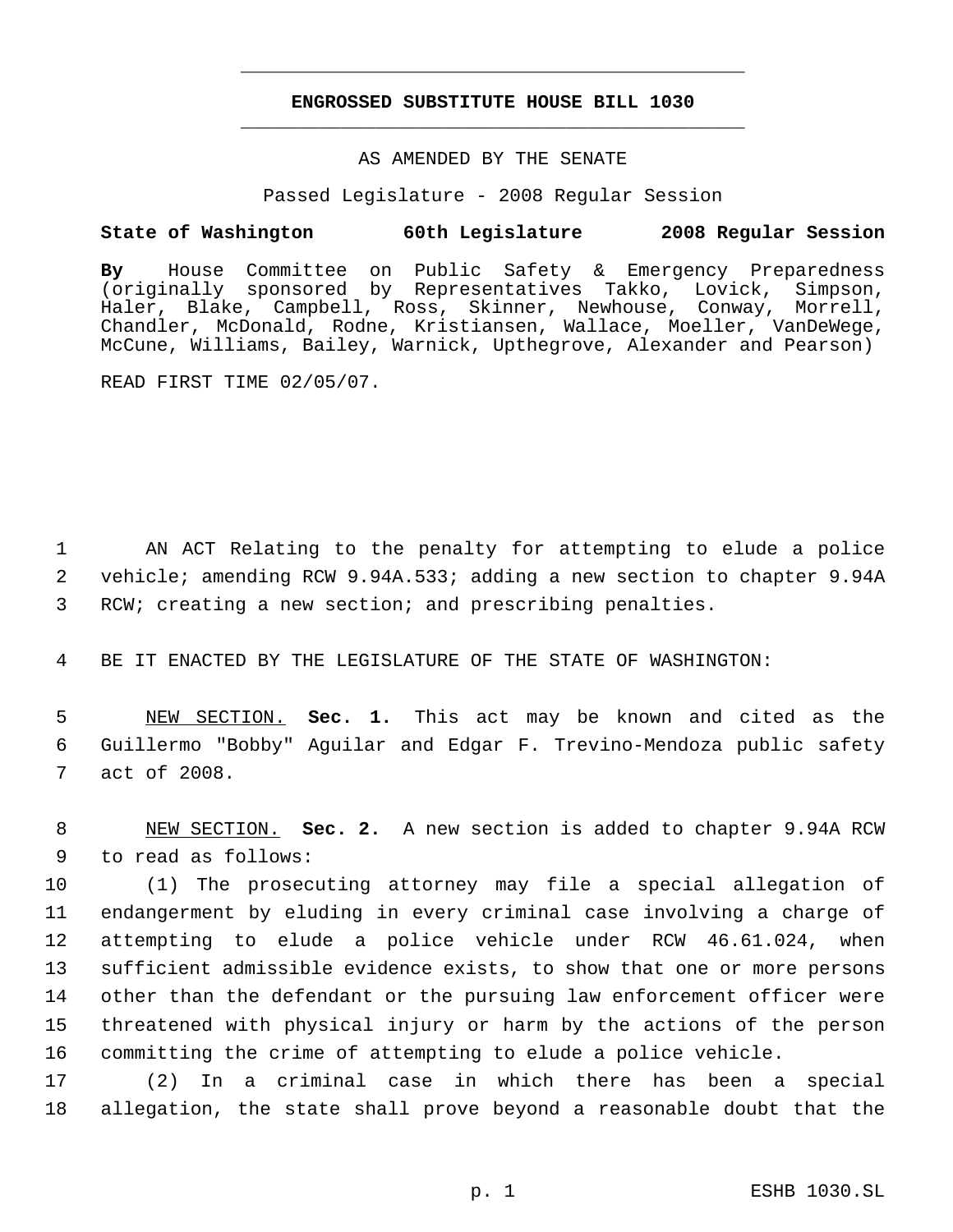**ENGROSSED SUBSTITUTE HOUSE BILL 1030**

AS AMENDED BY THE SENATE

Passed Legislature - 2008 Regular Session

**State of Washington 60th Legislature 2008 Regular Session**

**By** House Committee on Public Safety & Emergency Preparedness (originally sponsored by Representatives Takko, Lovick, Simpson, Haler, Blake, Campbell, Ross, Skinner, Newhouse, Conway, Morrell, Chandler, McDonald, Rodne, Kristiansen, Wallace, Moeller, VanDeWege, McCune, Williams, Bailey, Warnick, Upthegrove, Alexander and Pearson)

READ FIRST TIME 02/05/07.

1 AN ACT Relating to the penalty for attempting to elude a police
2 vehicle; amending RCW 9.94A.533; adding a new section to chapter 9.94A
3 RCW; creating a new section; and prescribing penalties.

4 BE IT ENACTED BY THE LEGISLATURE OF THE STATE OF WASHINGTON:

5 NEW SECTION. **Sec. 1.** This act may be known and cited as the
6 Guillermo "Bobby" Aguilar and Edgar F. Trevino-Mendoza public safety
7 act of 2008.

8 NEW SECTION. **Sec. 2.** A new section is added to chapter 9.94A RCW
9 to read as follows:
10 (1) The prosecuting attorney may file a special allegation of
11 endangerment by eluding in every criminal case involving a charge of
12 attempting to elude a police vehicle under RCW 46.61.024, when
13 sufficient admissible evidence exists, to show that one or more persons
14 other than the defendant or the pursuing law enforcement officer were
15 threatened with physical injury or harm by the actions of the person
16 committing the crime of attempting to elude a police vehicle.
17 (2) In a criminal case in which there has been a special
18 allegation, the state shall prove beyond a reasonable doubt that the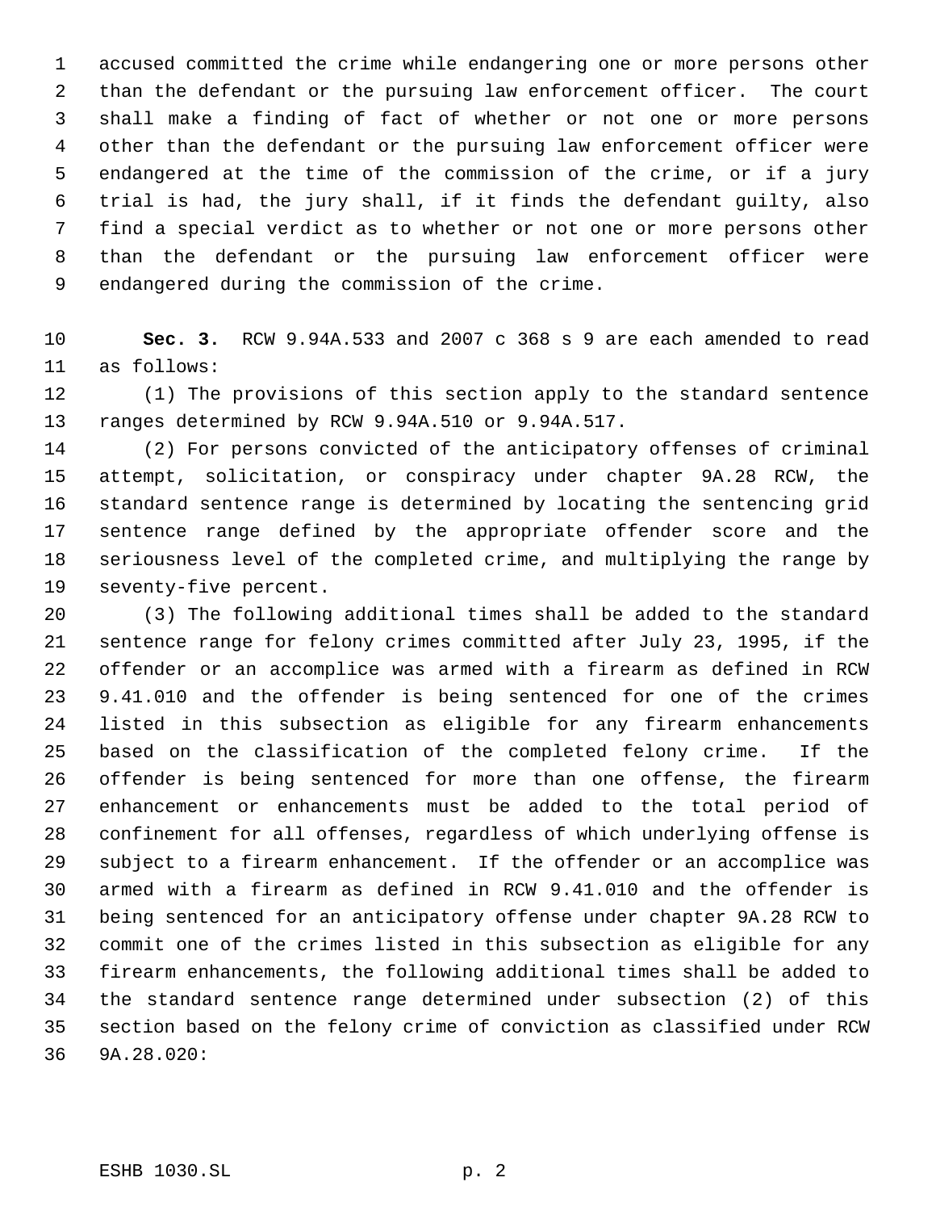accused committed the crime while endangering one or more persons other than the defendant or the pursuing law enforcement officer. The court shall make a finding of fact of whether or not one or more persons other than the defendant or the pursuing law enforcement officer were endangered at the time of the commission of the crime, or if a jury trial is had, the jury shall, if it finds the defendant guilty, also find a special verdict as to whether or not one or more persons other than the defendant or the pursuing law enforcement officer were endangered during the commission of the crime.

**Sec. 3.** RCW 9.94A.533 and 2007 c 368 s 9 are each amended to read as follows:

(1) The provisions of this section apply to the standard sentence ranges determined by RCW 9.94A.510 or 9.94A.517.

(2) For persons convicted of the anticipatory offenses of criminal attempt, solicitation, or conspiracy under chapter 9A.28 RCW, the standard sentence range is determined by locating the sentencing grid sentence range defined by the appropriate offender score and the seriousness level of the completed crime, and multiplying the range by seventy-five percent.

(3) The following additional times shall be added to the standard sentence range for felony crimes committed after July 23, 1995, if the offender or an accomplice was armed with a firearm as defined in RCW 9.41.010 and the offender is being sentenced for one of the crimes listed in this subsection as eligible for any firearm enhancements based on the classification of the completed felony crime. If the offender is being sentenced for more than one offense, the firearm enhancement or enhancements must be added to the total period of confinement for all offenses, regardless of which underlying offense is subject to a firearm enhancement. If the offender or an accomplice was armed with a firearm as defined in RCW 9.41.010 and the offender is being sentenced for an anticipatory offense under chapter 9A.28 RCW to commit one of the crimes listed in this subsection as eligible for any firearm enhancements, the following additional times shall be added to the standard sentence range determined under subsection (2) of this section based on the felony crime of conviction as classified under RCW 9A.28.020: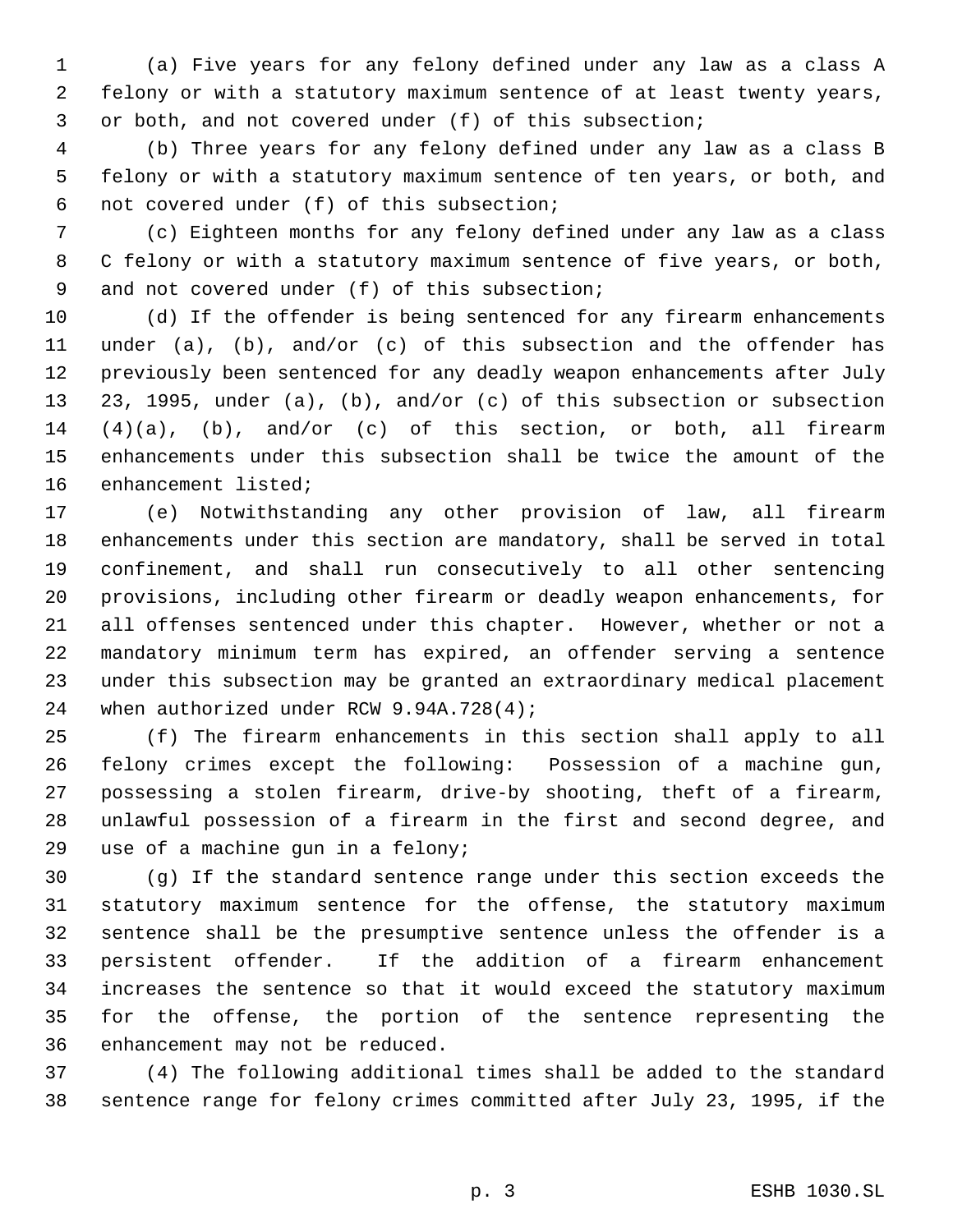(a) Five years for any felony defined under any law as a class A felony or with a statutory maximum sentence of at least twenty years, or both, and not covered under (f) of this subsection;

(b) Three years for any felony defined under any law as a class B felony or with a statutory maximum sentence of ten years, or both, and not covered under (f) of this subsection;

(c) Eighteen months for any felony defined under any law as a class C felony or with a statutory maximum sentence of five years, or both, and not covered under (f) of this subsection;

(d) If the offender is being sentenced for any firearm enhancements under (a), (b), and/or (c) of this subsection and the offender has previously been sentenced for any deadly weapon enhancements after July 23, 1995, under (a), (b), and/or (c) of this subsection or subsection (4)(a), (b), and/or (c) of this section, or both, all firearm enhancements under this subsection shall be twice the amount of the enhancement listed;

(e) Notwithstanding any other provision of law, all firearm enhancements under this section are mandatory, shall be served in total confinement, and shall run consecutively to all other sentencing provisions, including other firearm or deadly weapon enhancements, for all offenses sentenced under this chapter. However, whether or not a mandatory minimum term has expired, an offender serving a sentence under this subsection may be granted an extraordinary medical placement when authorized under RCW 9.94A.728(4);

(f) The firearm enhancements in this section shall apply to all felony crimes except the following: Possession of a machine gun, possessing a stolen firearm, drive-by shooting, theft of a firearm, unlawful possession of a firearm in the first and second degree, and use of a machine gun in a felony;

(g) If the standard sentence range under this section exceeds the statutory maximum sentence for the offense, the statutory maximum sentence shall be the presumptive sentence unless the offender is a persistent offender. If the addition of a firearm enhancement increases the sentence so that it would exceed the statutory maximum for the offense, the portion of the sentence representing the enhancement may not be reduced.

(4) The following additional times shall be added to the standard sentence range for felony crimes committed after July 23, 1995, if the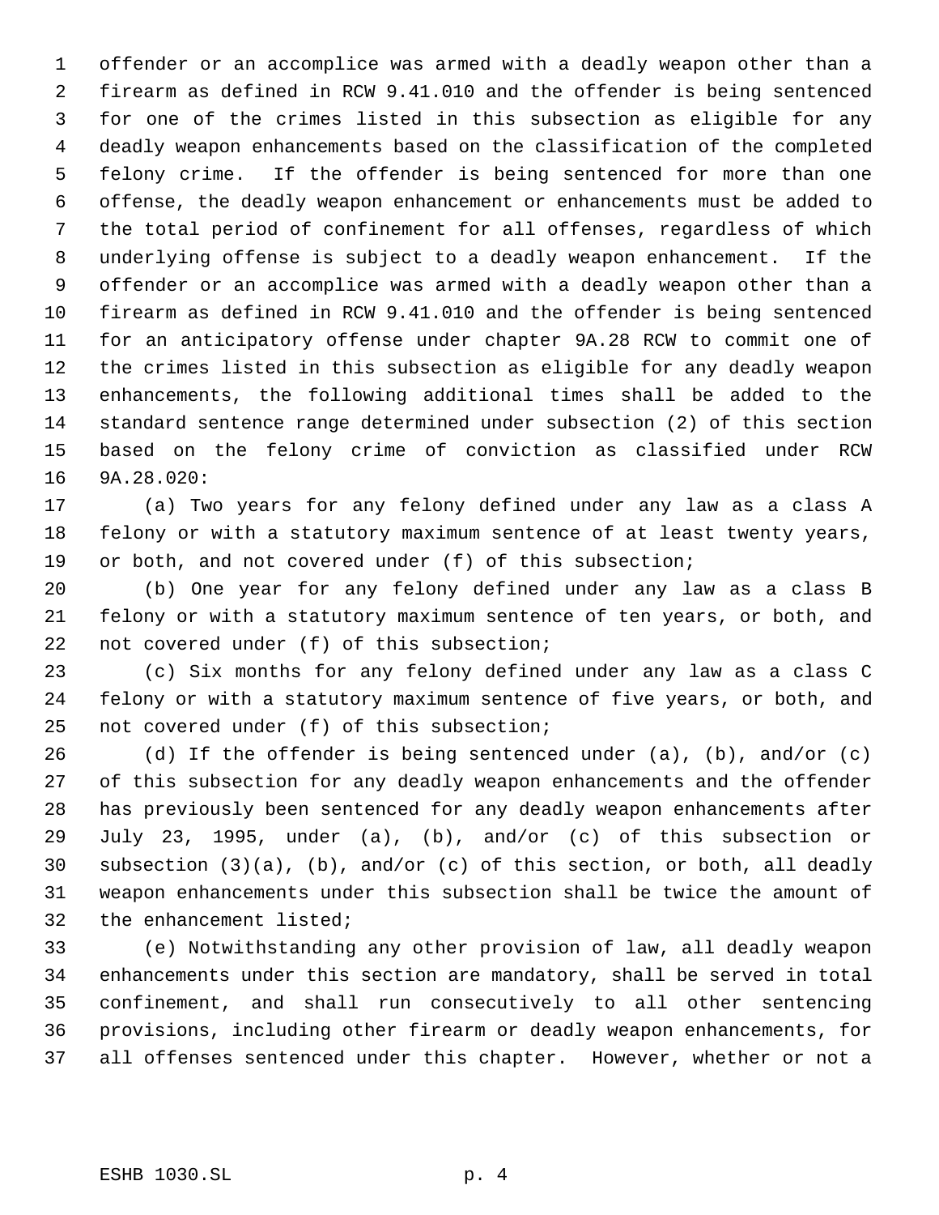offender or an accomplice was armed with a deadly weapon other than a firearm as defined in RCW 9.41.010 and the offender is being sentenced for one of the crimes listed in this subsection as eligible for any deadly weapon enhancements based on the classification of the completed felony crime. If the offender is being sentenced for more than one offense, the deadly weapon enhancement or enhancements must be added to the total period of confinement for all offenses, regardless of which underlying offense is subject to a deadly weapon enhancement. If the offender or an accomplice was armed with a deadly weapon other than a firearm as defined in RCW 9.41.010 and the offender is being sentenced for an anticipatory offense under chapter 9A.28 RCW to commit one of the crimes listed in this subsection as eligible for any deadly weapon enhancements, the following additional times shall be added to the standard sentence range determined under subsection (2) of this section based on the felony crime of conviction as classified under RCW 9A.28.020:

(a) Two years for any felony defined under any law as a class A felony or with a statutory maximum sentence of at least twenty years, or both, and not covered under (f) of this subsection;

(b) One year for any felony defined under any law as a class B felony or with a statutory maximum sentence of ten years, or both, and not covered under (f) of this subsection;

(c) Six months for any felony defined under any law as a class C felony or with a statutory maximum sentence of five years, or both, and not covered under (f) of this subsection;

(d) If the offender is being sentenced under (a), (b), and/or (c) of this subsection for any deadly weapon enhancements and the offender has previously been sentenced for any deadly weapon enhancements after July 23, 1995, under (a), (b), and/or (c) of this subsection or subsection (3)(a), (b), and/or (c) of this section, or both, all deadly weapon enhancements under this subsection shall be twice the amount of the enhancement listed;

(e) Notwithstanding any other provision of law, all deadly weapon enhancements under this section are mandatory, shall be served in total confinement, and shall run consecutively to all other sentencing provisions, including other firearm or deadly weapon enhancements, for all offenses sentenced under this chapter. However, whether or not a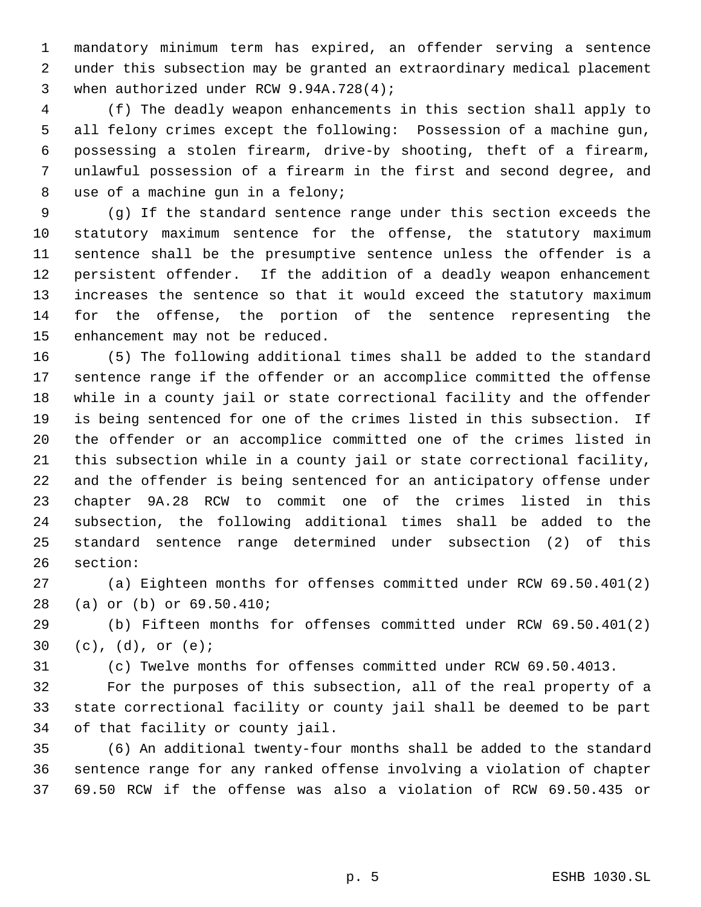mandatory minimum term has expired, an offender serving a sentence under this subsection may be granted an extraordinary medical placement when authorized under RCW 9.94A.728(4);

(f) The deadly weapon enhancements in this section shall apply to all felony crimes except the following: Possession of a machine gun, possessing a stolen firearm, drive-by shooting, theft of a firearm, unlawful possession of a firearm in the first and second degree, and use of a machine gun in a felony;

(g) If the standard sentence range under this section exceeds the statutory maximum sentence for the offense, the statutory maximum sentence shall be the presumptive sentence unless the offender is a persistent offender. If the addition of a deadly weapon enhancement increases the sentence so that it would exceed the statutory maximum for the offense, the portion of the sentence representing the enhancement may not be reduced.

(5) The following additional times shall be added to the standard sentence range if the offender or an accomplice committed the offense while in a county jail or state correctional facility and the offender is being sentenced for one of the crimes listed in this subsection. If the offender or an accomplice committed one of the crimes listed in this subsection while in a county jail or state correctional facility, and the offender is being sentenced for an anticipatory offense under chapter 9A.28 RCW to commit one of the crimes listed in this subsection, the following additional times shall be added to the standard sentence range determined under subsection (2) of this section:

(a) Eighteen months for offenses committed under RCW 69.50.401(2) (a) or (b) or 69.50.410;

(b) Fifteen months for offenses committed under RCW 69.50.401(2) (c), (d), or (e);

(c) Twelve months for offenses committed under RCW 69.50.4013.

For the purposes of this subsection, all of the real property of a state correctional facility or county jail shall be deemed to be part of that facility or county jail.

(6) An additional twenty-four months shall be added to the standard sentence range for any ranked offense involving a violation of chapter 69.50 RCW if the offense was also a violation of RCW 69.50.435 or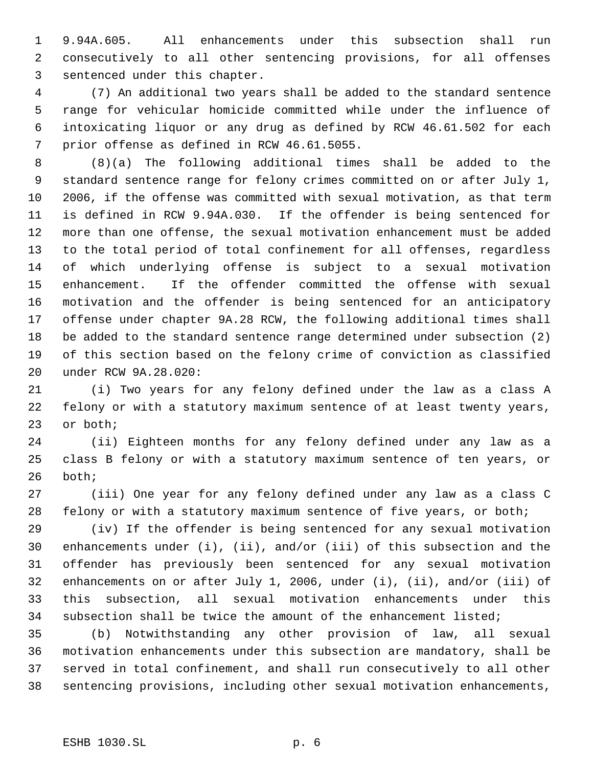9.94A.605. All enhancements under this subsection shall run consecutively to all other sentencing provisions, for all offenses sentenced under this chapter.

(7) An additional two years shall be added to the standard sentence range for vehicular homicide committed while under the influence of intoxicating liquor or any drug as defined by RCW 46.61.502 for each prior offense as defined in RCW 46.61.5055.

(8)(a) The following additional times shall be added to the standard sentence range for felony crimes committed on or after July 1, 2006, if the offense was committed with sexual motivation, as that term is defined in RCW 9.94A.030. If the offender is being sentenced for more than one offense, the sexual motivation enhancement must be added to the total period of total confinement for all offenses, regardless of which underlying offense is subject to a sexual motivation enhancement. If the offender committed the offense with sexual motivation and the offender is being sentenced for an anticipatory offense under chapter 9A.28 RCW, the following additional times shall be added to the standard sentence range determined under subsection (2) of this section based on the felony crime of conviction as classified under RCW 9A.28.020:

(i) Two years for any felony defined under the law as a class A felony or with a statutory maximum sentence of at least twenty years, or both;

(ii) Eighteen months for any felony defined under any law as a class B felony or with a statutory maximum sentence of ten years, or both;

(iii) One year for any felony defined under any law as a class C felony or with a statutory maximum sentence of five years, or both;

(iv) If the offender is being sentenced for any sexual motivation enhancements under (i), (ii), and/or (iii) of this subsection and the offender has previously been sentenced for any sexual motivation enhancements on or after July 1, 2006, under (i), (ii), and/or (iii) of this subsection, all sexual motivation enhancements under this subsection shall be twice the amount of the enhancement listed;

(b) Notwithstanding any other provision of law, all sexual motivation enhancements under this subsection are mandatory, shall be served in total confinement, and shall run consecutively to all other sentencing provisions, including other sexual motivation enhancements,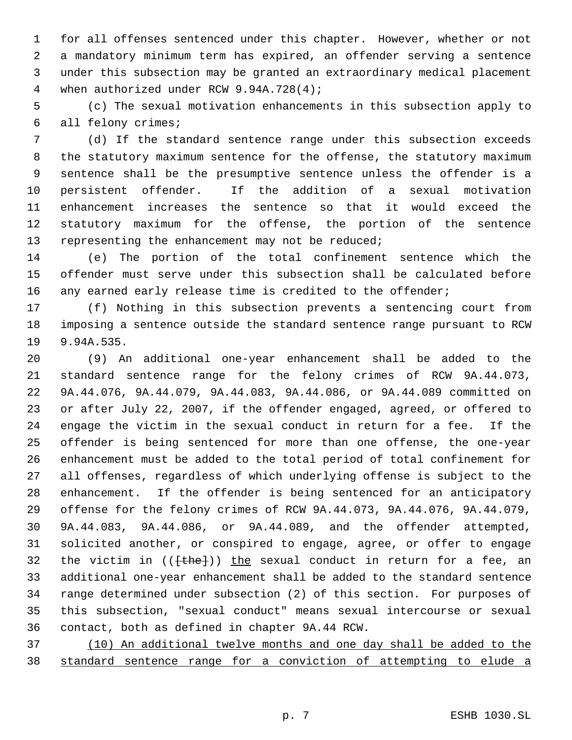for all offenses sentenced under this chapter. However, whether or not a mandatory minimum term has expired, an offender serving a sentence under this subsection may be granted an extraordinary medical placement when authorized under RCW 9.94A.728(4);

(c) The sexual motivation enhancements in this subsection apply to all felony crimes;

(d) If the standard sentence range under this subsection exceeds the statutory maximum sentence for the offense, the statutory maximum sentence shall be the presumptive sentence unless the offender is a persistent offender. If the addition of a sexual motivation enhancement increases the sentence so that it would exceed the statutory maximum for the offense, the portion of the sentence representing the enhancement may not be reduced;

(e) The portion of the total confinement sentence which the offender must serve under this subsection shall be calculated before any earned early release time is credited to the offender;

(f) Nothing in this subsection prevents a sentencing court from imposing a sentence outside the standard sentence range pursuant to RCW 9.94A.535.

(9) An additional one-year enhancement shall be added to the standard sentence range for the felony crimes of RCW 9A.44.073, 9A.44.076, 9A.44.079, 9A.44.083, 9A.44.086, or 9A.44.089 committed on or after July 22, 2007, if the offender engaged, agreed, or offered to engage the victim in the sexual conduct in return for a fee. If the offender is being sentenced for more than one offense, the one-year enhancement must be added to the total period of total confinement for all offenses, regardless of which underlying offense is subject to the enhancement. If the offender is being sentenced for an anticipatory offense for the felony crimes of RCW 9A.44.073, 9A.44.076, 9A.44.079, 9A.44.083, 9A.44.086, or 9A.44.089, and the offender attempted, solicited another, or conspired to engage, agree, or offer to engage the victim in (([the])) the sexual conduct in return for a fee, an additional one-year enhancement shall be added to the standard sentence range determined under subsection (2) of this section. For purposes of this subsection, "sexual conduct" means sexual intercourse or sexual contact, both as defined in chapter 9A.44 RCW.

(10) An additional twelve months and one day shall be added to the standard sentence range for a conviction of attempting to elude a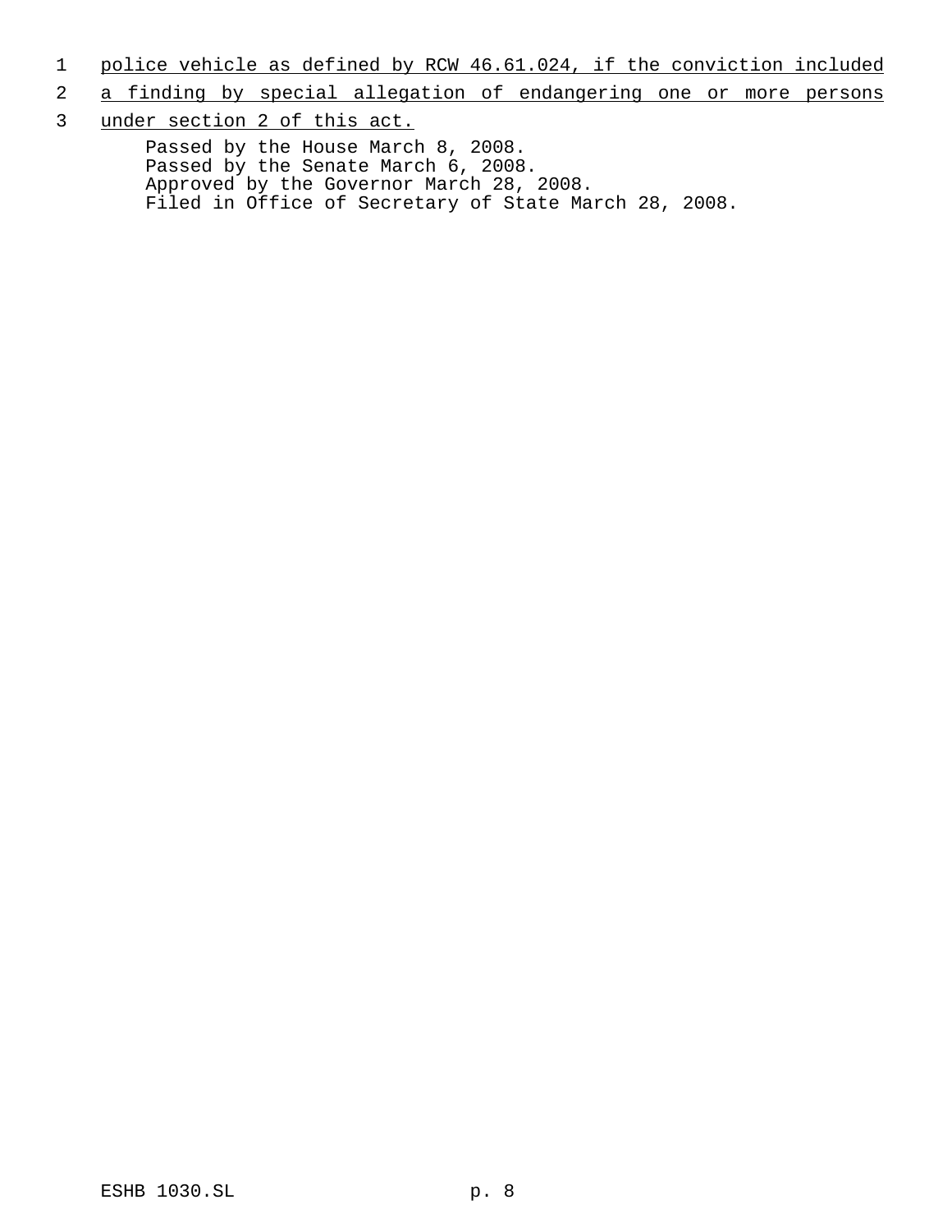police vehicle as defined by RCW 46.61.024, if the conviction included a finding by special allegation of endangering one or more persons under section 2 of this act.

Passed by the House March 8, 2008.
Passed by the Senate March 6, 2008.
Approved by the Governor March 28, 2008.
Filed in Office of Secretary of State March 28, 2008.